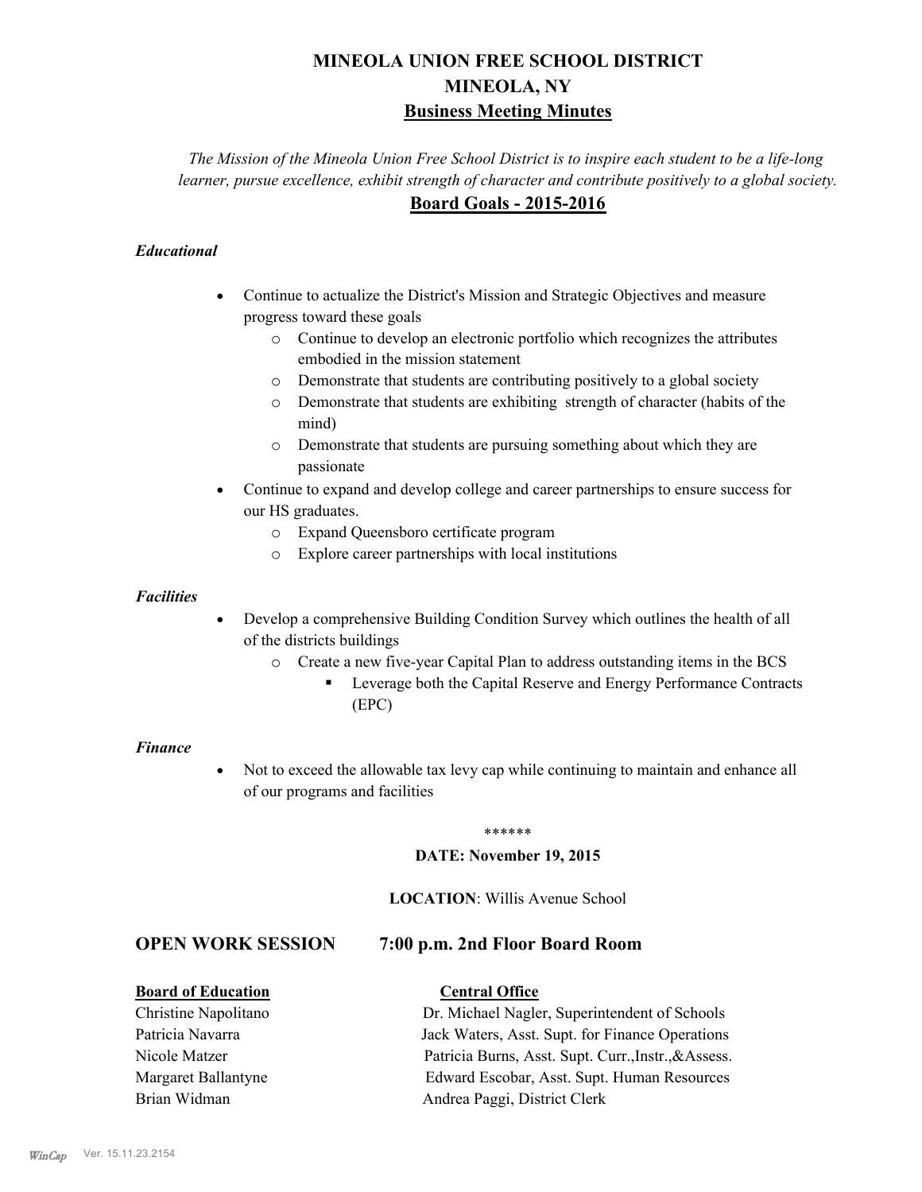# MINEOLA UNION FREE SCHOOL DISTRICT
## MINEOLA, NY
## Business Meeting Minutes

*The Mission of the Mineola Union Free School District is to inspire each student to be a life-long learner, pursue excellence, exhibit strength of character and contribute positively to a global society.*

## Board Goals - 2015-2016

### *Educational*

- Continue to actualize the District's Mission and Strategic Objectives and measure progress toward these goals
  - Continue to develop an electronic portfolio which recognizes the attributes embodied in the mission statement
  - Demonstrate that students are contributing positively to a global society
  - Demonstrate that students are exhibiting strength of character (habits of the mind)
  - Demonstrate that students are pursuing something about which they are passionate
- Continue to expand and develop college and career partnerships to ensure success for our HS graduates.
  - Expand Queensboro certificate program
  - Explore career partnerships with local institutions

### *Facilities*

- Develop a comprehensive Building Condition Survey which outlines the health of all of the districts buildings
  - Create a new five-year Capital Plan to address outstanding items in the BCS
    - Leverage both the Capital Reserve and Energy Performance Contracts (EPC)

### *Finance*

- Not to exceed the allowable tax levy cap while continuing to maintain and enhance all of our programs and facilities

\*\*\*\*\*\*

**DATE: November 19, 2015**

**LOCATION**: Willis Avenue School

## OPEN WORK SESSION 7:00 p.m. 2nd Floor Board Room

| **Board of Education** | **Central Office** |
|---|---|
| Christine Napolitano | Dr. Michael Nagler, Superintendent of Schools |
| Patricia Navarra | Jack Waters, Asst. Supt. for Finance Operations |
| Nicole Matzer | Patricia Burns, Asst. Supt. Curr.,Instr.,&Assess. |
| Margaret Ballantyne | Edward Escobar, Asst. Supt. Human Resources |
| Brian Widman | Andrea Paggi, District Clerk |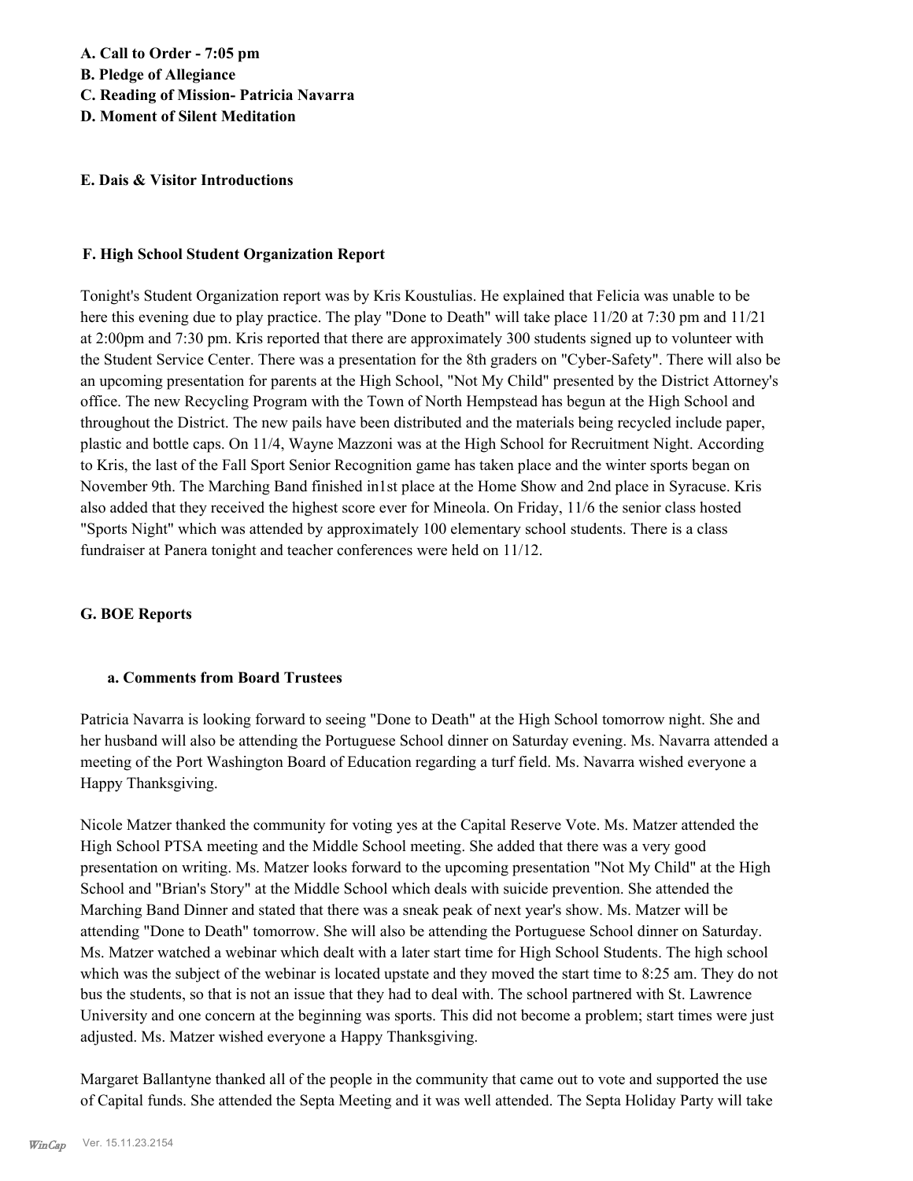**A. Call to Order - 7:05 pm**
**B. Pledge of Allegiance**
**C. Reading of Mission- Patricia Navarra**
**D. Moment of Silent Meditation**

**E. Dais & Visitor Introductions**

**F. High School Student Organization Report**

Tonight's Student Organization report was by Kris Koustulias. He explained that Felicia was unable to be here this evening due to play practice. The play "Done to Death" will take place 11/20 at 7:30 pm and 11/21 at 2:00pm and 7:30 pm. Kris reported that there are approximately 300 students signed up to volunteer with the Student Service Center. There was a presentation for the 8th graders on "Cyber-Safety". There will also be an upcoming presentation for parents at the High School, "Not My Child" presented by the District Attorney's office. The new Recycling Program with the Town of North Hempstead has begun at the High School and throughout the District. The new pails have been distributed and the materials being recycled include paper, plastic and bottle caps. On 11/4, Wayne Mazzoni was at the High School for Recruitment Night. According to Kris, the last of the Fall Sport Senior Recognition game has taken place and the winter sports began on November 9th. The Marching Band finished in1st place at the Home Show and 2nd place in Syracuse. Kris also added that they received the highest score ever for Mineola. On Friday, 11/6 the senior class hosted "Sports Night" which was attended by approximately 100 elementary school students. There is a class fundraiser at Panera tonight and teacher conferences were held on 11/12.

**G. BOE Reports**

**a. Comments from Board Trustees**

Patricia Navarra is looking forward to seeing "Done to Death" at the High School tomorrow night. She and her husband will also be attending the Portuguese School dinner on Saturday evening. Ms. Navarra attended a meeting of the Port Washington Board of Education regarding a turf field. Ms. Navarra wished everyone a Happy Thanksgiving.

Nicole Matzer thanked the community for voting yes at the Capital Reserve Vote. Ms. Matzer attended the High School PTSA meeting and the Middle School meeting. She added that there was a very good presentation on writing. Ms. Matzer looks forward to the upcoming presentation "Not My Child" at the High School and "Brian's Story" at the Middle School which deals with suicide prevention. She attended the Marching Band Dinner and stated that there was a sneak peak of next year's show. Ms. Matzer will be attending "Done to Death" tomorrow. She will also be attending the Portuguese School dinner on Saturday. Ms. Matzer watched a webinar which dealt with a later start time for High School Students. The high school which was the subject of the webinar is located upstate and they moved the start time to 8:25 am. They do not bus the students, so that is not an issue that they had to deal with. The school partnered with St. Lawrence University and one concern at the beginning was sports. This did not become a problem; start times were just adjusted. Ms. Matzer wished everyone a Happy Thanksgiving.

Margaret Ballantyne thanked all of the people in the community that came out to vote and supported the use of Capital funds. She attended the Septa Meeting and it was well attended. The Septa Holiday Party will take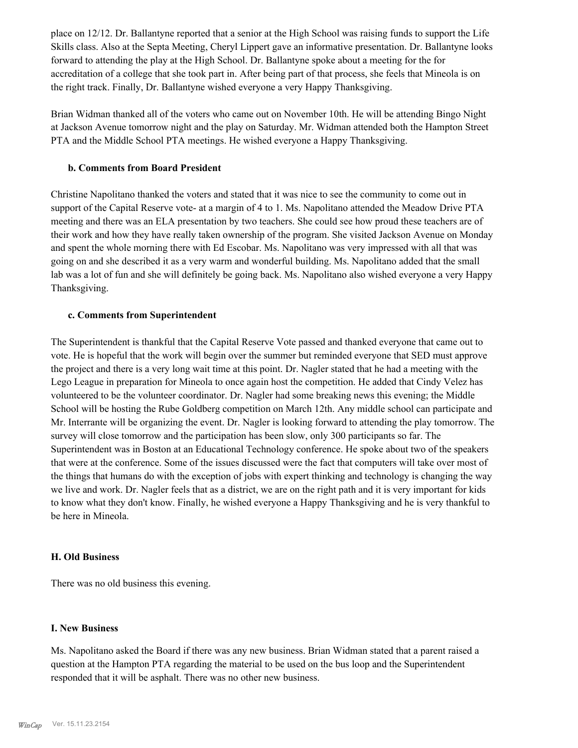place on 12/12. Dr. Ballantyne reported that a senior at the High School was raising funds to support the Life Skills class. Also at the Septa Meeting, Cheryl Lippert gave an informative presentation. Dr. Ballantyne looks forward to attending the play at the High School. Dr. Ballantyne spoke about a meeting for the for accreditation of a college that she took part in. After being part of that process, she feels that Mineola is on the right track. Finally, Dr. Ballantyne wished everyone a very Happy Thanksgiving.

Brian Widman thanked all of the voters who came out on November 10th. He will be attending Bingo Night at Jackson Avenue tomorrow night and the play on Saturday. Mr. Widman attended both the Hampton Street PTA and the Middle School PTA meetings. He wished everyone a Happy Thanksgiving.

### b. Comments from Board President

Christine Napolitano thanked the voters and stated that it was nice to see the community to come out in support of the Capital Reserve vote- at a margin of 4 to 1. Ms. Napolitano attended the Meadow Drive PTA meeting and there was an ELA presentation by two teachers. She could see how proud these teachers are of their work and how they have really taken ownership of the program. She visited Jackson Avenue on Monday and spent the whole morning there with Ed Escobar. Ms. Napolitano was very impressed with all that was going on and she described it as a very warm and wonderful building. Ms. Napolitano added that the small lab was a lot of fun and she will definitely be going back. Ms. Napolitano also wished everyone a very Happy Thanksgiving.

### c. Comments from Superintendent

The Superintendent is thankful that the Capital Reserve Vote passed and thanked everyone that came out to vote. He is hopeful that the work will begin over the summer but reminded everyone that SED must approve the project and there is a very long wait time at this point. Dr. Nagler stated that he had a meeting with the Lego League in preparation for Mineola to once again host the competition. He added that Cindy Velez has volunteered to be the volunteer coordinator. Dr. Nagler had some breaking news this evening; the Middle School will be hosting the Rube Goldberg competition on March 12th. Any middle school can participate and Mr. Interrante will be organizing the event. Dr. Nagler is looking forward to attending the play tomorrow. The survey will close tomorrow and the participation has been slow, only 300 participants so far. The Superintendent was in Boston at an Educational Technology conference. He spoke about two of the speakers that were at the conference. Some of the issues discussed were the fact that computers will take over most of the things that humans do with the exception of jobs with expert thinking and technology is changing the way we live and work. Dr. Nagler feels that as a district, we are on the right path and it is very important for kids to know what they don't know. Finally, he wished everyone a Happy Thanksgiving and he is very thankful to be here in Mineola.

## H. Old Business

There was no old business this evening.

## I. New Business

Ms. Napolitano asked the Board if there was any new business. Brian Widman stated that a parent raised a question at the Hampton PTA regarding the material to be used on the bus loop and the Superintendent responded that it will be asphalt. There was no other new business.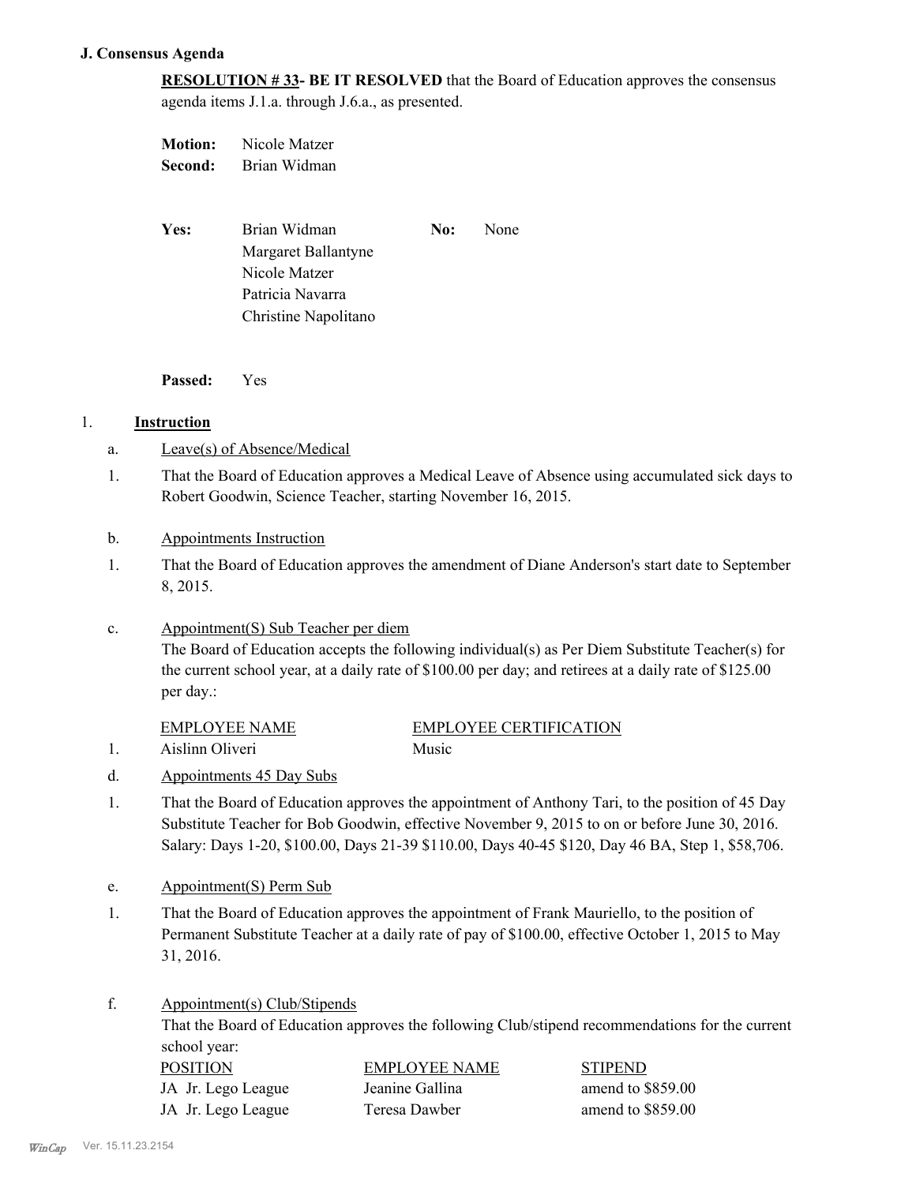### J. Consensus Agenda

**RESOLUTION # 33- BE IT RESOLVED** that the Board of Education approves the consensus agenda items J.1.a. through J.6.a., as presented.

**Motion:** Nicole Matzer
**Second:** Brian Widman

| | | | |
|---|---|---|---|
| **Yes:** | Brian Widman | **No:** | None |
| | Margaret Ballantyne | | |
| | Nicole Matzer | | |
| | Patricia Navarra | | |
| | Christine Napolitano | | |

**Passed:** Yes

1. **Instruction**

a. Leave(s) of Absence/Medical

1. That the Board of Education approves a Medical Leave of Absence using accumulated sick days to Robert Goodwin, Science Teacher, starting November 16, 2015.

b. Appointments Instruction

1. That the Board of Education approves the amendment of Diane Anderson's start date to September 8, 2015.

c. Appointment(S) Sub Teacher per diem

The Board of Education accepts the following individual(s) as Per Diem Substitute Teacher(s) for the current school year, at a daily rate of $100.00 per day; and retirees at a daily rate of $125.00 per day.:

| | EMPLOYEE NAME | EMPLOYEE CERTIFICATION |
|---|---|---|
| 1. | Aislinn Oliveri | Music |

d. Appointments 45 Day Subs

1. That the Board of Education approves the appointment of Anthony Tari, to the position of 45 Day Substitute Teacher for Bob Goodwin, effective November 9, 2015 to on or before June 30, 2016. Salary: Days 1-20, $100.00, Days 21-39 $110.00, Days 40-45 $120, Day 46 BA, Step 1, $58,706.

e. Appointment(S) Perm Sub

1. That the Board of Education approves the appointment of Frank Mauriello, to the position of Permanent Substitute Teacher at a daily rate of pay of $100.00, effective October 1, 2015 to May 31, 2016.

f. Appointment(s) Club/Stipends

That the Board of Education approves the following Club/stipend recommendations for the current school year:

| POSITION | EMPLOYEE NAME | STIPEND |
|---|---|---|
| JA Jr. Lego League | Jeanine Gallina | amend to $859.00 |
| JA Jr. Lego League | Teresa Dawber | amend to $859.00 |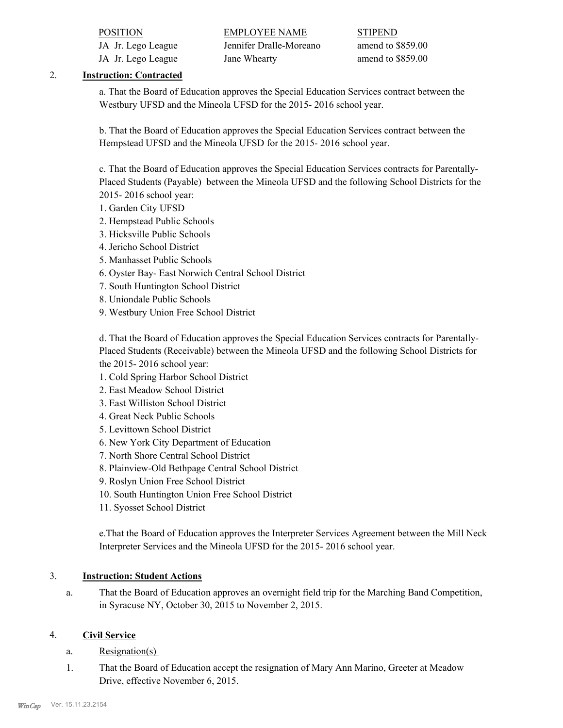| POSITION | EMPLOYEE NAME | STIPEND |
|---|---|---|
| JA Jr. Lego League | Jennifer Dralle-Moreano | amend to $859.00 |
| JA Jr. Lego League | Jane Whearty | amend to $859.00 |

2. **Instruction: Contracted**

a. That the Board of Education approves the Special Education Services contract between the Westbury UFSD and the Mineola UFSD for the 2015- 2016 school year.

b. That the Board of Education approves the Special Education Services contract between the Hempstead UFSD and the Mineola UFSD for the 2015- 2016 school year.

c. That the Board of Education approves the Special Education Services contracts for Parentally-Placed Students (Payable) between the Mineola UFSD and the following School Districts for the 2015- 2016 school year:

1. Garden City UFSD
2. Hempstead Public Schools
3. Hicksville Public Schools
4. Jericho School District
5. Manhasset Public Schools
6. Oyster Bay- East Norwich Central School District
7. South Huntington School District
8. Uniondale Public Schools
9. Westbury Union Free School District

d. That the Board of Education approves the Special Education Services contracts for Parentally-Placed Students (Receivable) between the Mineola UFSD and the following School Districts for the 2015- 2016 school year:

1. Cold Spring Harbor School District
2. East Meadow School District
3. East Williston School District
4. Great Neck Public Schools
5. Levittown School District
6. New York City Department of Education
7. North Shore Central School District
8. Plainview-Old Bethpage Central School District
9. Roslyn Union Free School District
10. South Huntington Union Free School District
11. Syosset School District

e.That the Board of Education approves the Interpreter Services Agreement between the Mill Neck Interpreter Services and the Mineola UFSD for the 2015- 2016 school year.

3. **Instruction: Student Actions**

a. That the Board of Education approves an overnight field trip for the Marching Band Competition, in Syracuse NY, October 30, 2015 to November 2, 2015.

4. **Civil Service**

a. Resignation(s)

1. That the Board of Education accept the resignation of Mary Ann Marino, Greeter at Meadow Drive, effective November 6, 2015.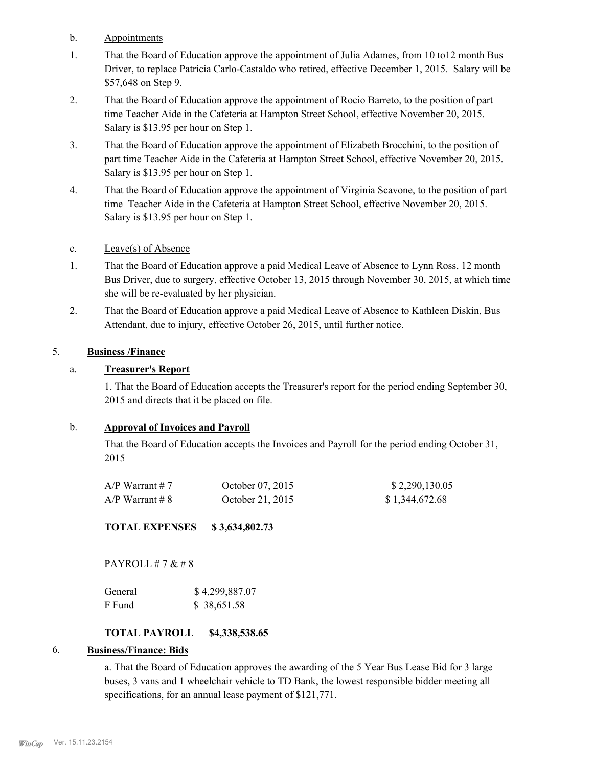b. Appointments

1. That the Board of Education approve the appointment of Julia Adames, from 10 to12 month Bus Driver, to replace Patricia Carlo-Castaldo who retired, effective December 1, 2015. Salary will be $57,648 on Step 9.
2. That the Board of Education approve the appointment of Rocio Barreto, to the position of part time Teacher Aide in the Cafeteria at Hampton Street School, effective November 20, 2015. Salary is $13.95 per hour on Step 1.
3. That the Board of Education approve the appointment of Elizabeth Brocchini, to the position of part time Teacher Aide in the Cafeteria at Hampton Street School, effective November 20, 2015. Salary is $13.95 per hour on Step 1.
4. That the Board of Education approve the appointment of Virginia Scavone, to the position of part time Teacher Aide in the Cafeteria at Hampton Street School, effective November 20, 2015. Salary is $13.95 per hour on Step 1.

c. Leave(s) of Absence

1. That the Board of Education approve a paid Medical Leave of Absence to Lynn Ross, 12 month Bus Driver, due to surgery, effective October 13, 2015 through November 30, 2015, at which time she will be re-evaluated by her physician.
2. That the Board of Education approve a paid Medical Leave of Absence to Kathleen Diskin, Bus Attendant, due to injury, effective October 26, 2015, until further notice.

## 5. Business /Finance

### a. Treasurer's Report

1. That the Board of Education accepts the Treasurer's report for the period ending September 30, 2015 and directs that it be placed on file.

### b. Approval of Invoices and Payroll

That the Board of Education accepts the Invoices and Payroll for the period ending October 31, 2015

| | | |
|---|---|---|
| A/P Warrant # 7 | October 07, 2015 | $ 2,290,130.05 |
| A/P Warrant # 8 | October 21, 2015 | $ 1,344,672.68 |

**TOTAL EXPENSES $ 3,634,802.73**

PAYROLL # 7 & # 8

| | |
|---|---|
| General | $ 4,299,887.07 |
| F Fund | $ 38,651.58 |

**TOTAL PAYROLL $4,338,538.65**

## 6. Business/Finance: Bids

a. That the Board of Education approves the awarding of the 5 Year Bus Lease Bid for 3 large buses, 3 vans and 1 wheelchair vehicle to TD Bank, the lowest responsible bidder meeting all specifications, for an annual lease payment of $121,771.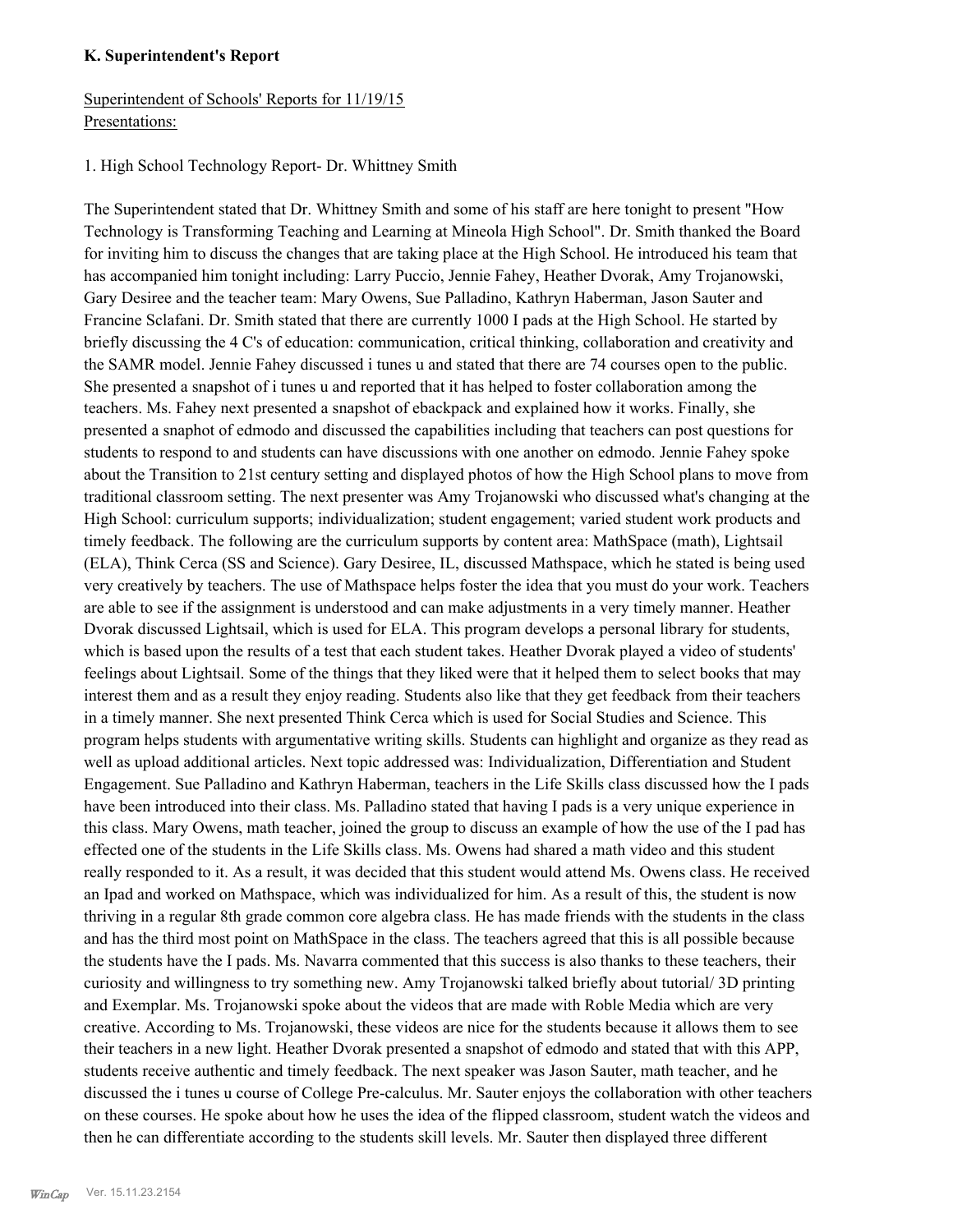**K. Superintendent's Report**

Superintendent of Schools' Reports for 11/19/15
Presentations:

1. High School Technology Report- Dr. Whittney Smith

The Superintendent stated that Dr. Whittney Smith and some of his staff are here tonight to present "How Technology is Transforming Teaching and Learning at Mineola High School". Dr. Smith thanked the Board for inviting him to discuss the changes that are taking place at the High School. He introduced his team that has accompanied him tonight including: Larry Puccio, Jennie Fahey, Heather Dvorak, Amy Trojanowski, Gary Desiree and the teacher team: Mary Owens, Sue Palladino, Kathryn Haberman, Jason Sauter and Francine Sclafani. Dr. Smith stated that there are currently 1000 I pads at the High School. He started by briefly discussing the 4 C's of education: communication, critical thinking, collaboration and creativity and the SAMR model. Jennie Fahey discussed i tunes u and stated that there are 74 courses open to the public. She presented a snapshot of i tunes u and reported that it has helped to foster collaboration among the teachers. Ms. Fahey next presented a snapshot of ebackpack and explained how it works. Finally, she presented a snaphot of edmodo and discussed the capabilities including that teachers can post questions for students to respond to and students can have discussions with one another on edmodo. Jennie Fahey spoke about the Transition to 21st century setting and displayed photos of how the High School plans to move from traditional classroom setting. The next presenter was Amy Trojanowski who discussed what's changing at the High School: curriculum supports; individualization; student engagement; varied student work products and timely feedback. The following are the curriculum supports by content area: MathSpace (math), Lightsail (ELA), Think Cerca (SS and Science). Gary Desiree, IL, discussed Mathspace, which he stated is being used very creatively by teachers. The use of Mathspace helps foster the idea that you must do your work. Teachers are able to see if the assignment is understood and can make adjustments in a very timely manner. Heather Dvorak discussed Lightsail, which is used for ELA. This program develops a personal library for students, which is based upon the results of a test that each student takes. Heather Dvorak played a video of students' feelings about Lightsail. Some of the things that they liked were that it helped them to select books that may interest them and as a result they enjoy reading. Students also like that they get feedback from their teachers in a timely manner. She next presented Think Cerca which is used for Social Studies and Science. This program helps students with argumentative writing skills. Students can highlight and organize as they read as well as upload additional articles. Next topic addressed was: Individualization, Differentiation and Student Engagement. Sue Palladino and Kathryn Haberman, teachers in the Life Skills class discussed how the I pads have been introduced into their class. Ms. Palladino stated that having I pads is a very unique experience in this class. Mary Owens, math teacher, joined the group to discuss an example of how the use of the I pad has effected one of the students in the Life Skills class. Ms. Owens had shared a math video and this student really responded to it. As a result, it was decided that this student would attend Ms. Owens class. He received an Ipad and worked on Mathspace, which was individualized for him. As a result of this, the student is now thriving in a regular 8th grade common core algebra class. He has made friends with the students in the class and has the third most point on MathSpace in the class. The teachers agreed that this is all possible because the students have the I pads. Ms. Navarra commented that this success is also thanks to these teachers, their curiosity and willingness to try something new. Amy Trojanowski talked briefly about tutorial/ 3D printing and Exemplar. Ms. Trojanowski spoke about the videos that are made with Roble Media which are very creative. According to Ms. Trojanowski, these videos are nice for the students because it allows them to see their teachers in a new light. Heather Dvorak presented a snapshot of edmodo and stated that with this APP, students receive authentic and timely feedback. The next speaker was Jason Sauter, math teacher, and he discussed the i tunes u course of College Pre-calculus. Mr. Sauter enjoys the collaboration with other teachers on these courses. He spoke about how he uses the idea of the flipped classroom, student watch the videos and then he can differentiate according to the students skill levels. Mr. Sauter then displayed three different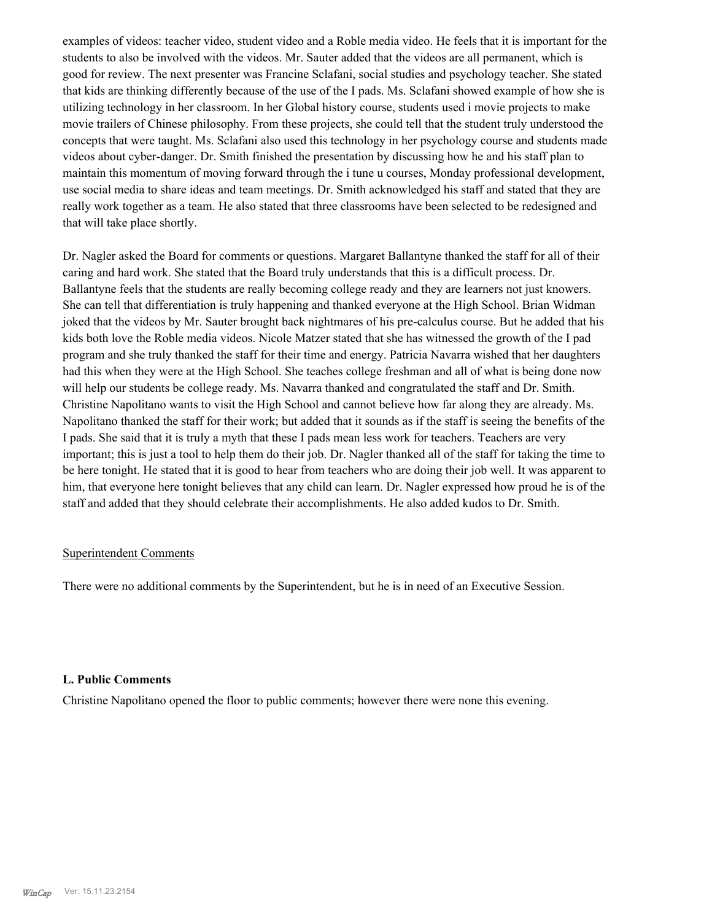examples of videos: teacher video, student video and a Roble media video. He feels that it is important for the students to also be involved with the videos. Mr. Sauter added that the videos are all permanent, which is good for review. The next presenter was Francine Sclafani, social studies and psychology teacher. She stated that kids are thinking differently because of the use of the I pads. Ms. Sclafani showed example of how she is utilizing technology in her classroom. In her Global history course, students used i movie projects to make movie trailers of Chinese philosophy. From these projects, she could tell that the student truly understood the concepts that were taught. Ms. Sclafani also used this technology in her psychology course and students made videos about cyber-danger. Dr. Smith finished the presentation by discussing how he and his staff plan to maintain this momentum of moving forward through the i tune u courses, Monday professional development, use social media to share ideas and team meetings. Dr. Smith acknowledged his staff and stated that they are really work together as a team. He also stated that three classrooms have been selected to be redesigned and that will take place shortly.

Dr. Nagler asked the Board for comments or questions. Margaret Ballantyne thanked the staff for all of their caring and hard work. She stated that the Board truly understands that this is a difficult process. Dr. Ballantyne feels that the students are really becoming college ready and they are learners not just knowers. She can tell that differentiation is truly happening and thanked everyone at the High School. Brian Widman joked that the videos by Mr. Sauter brought back nightmares of his pre-calculus course. But he added that his kids both love the Roble media videos. Nicole Matzer stated that she has witnessed the growth of the I pad program and she truly thanked the staff for their time and energy. Patricia Navarra wished that her daughters had this when they were at the High School. She teaches college freshman and all of what is being done now will help our students be college ready. Ms. Navarra thanked and congratulated the staff and Dr. Smith. Christine Napolitano wants to visit the High School and cannot believe how far along they are already. Ms. Napolitano thanked the staff for their work; but added that it sounds as if the staff is seeing the benefits of the I pads. She said that it is truly a myth that these I pads mean less work for teachers. Teachers are very important; this is just a tool to help them do their job. Dr. Nagler thanked all of the staff for taking the time to be here tonight. He stated that it is good to hear from teachers who are doing their job well. It was apparent to him, that everyone here tonight believes that any child can learn. Dr. Nagler expressed how proud he is of the staff and added that they should celebrate their accomplishments. He also added kudos to Dr. Smith.

Superintendent Comments

There were no additional comments by the Superintendent, but he is in need of an Executive Session.

**L. Public Comments**

Christine Napolitano opened the floor to public comments; however there were none this evening.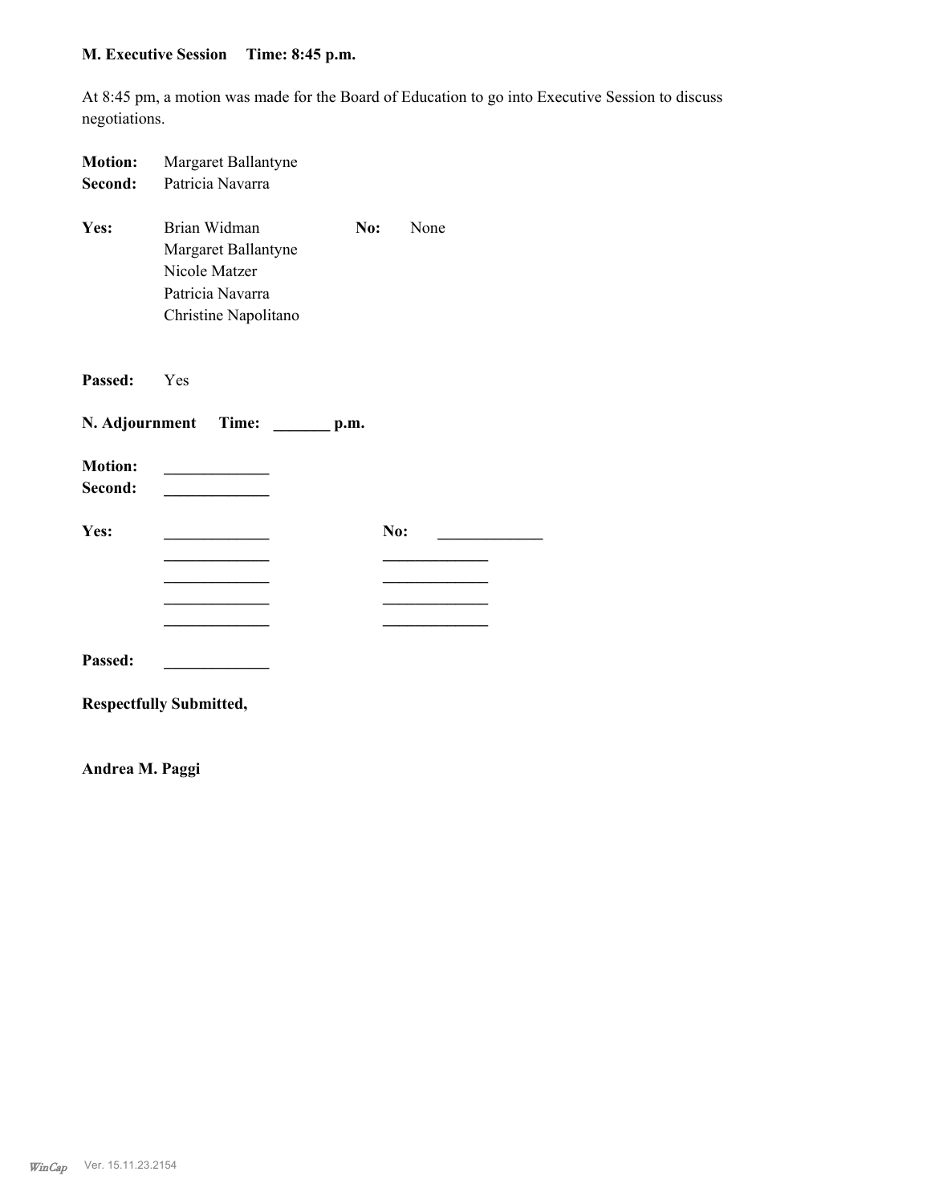**M. Executive Session Time: 8:45 p.m.**

At 8:45 pm, a motion was made for the Board of Education to go into Executive Session to discuss negotiations.

**Motion:** Margaret Ballantyne
**Second:** Patricia Navarra

**Yes:** Brian Widman
Margaret Ballantyne
Nicole Matzer
Patricia Navarra
Christine Napolitano

**No:** None

**Passed:** Yes

**N. Adjournment Time: _______ p.m.**

**Motion:** _____________
**Second:** _____________

**Yes:** _____________
_____________
_____________
_____________
_____________

**No:** _____________
_____________
_____________
_____________
_____________

**Passed:** _____________

**Respectfully Submitted,**

**Andrea M. Paggi**